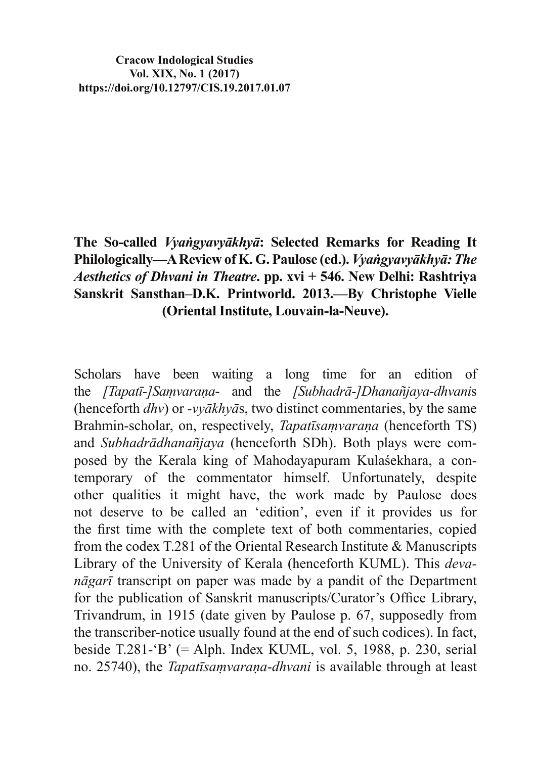Cracow Indological Studies
Vol. XIX, No. 1 (2017)
https://doi.org/10.12797/CIS.19.2017.01.07

# The So-called *Vyaṅgyavyākhyā*: Selected Remarks for Reading It Philologically—A Review of K. G. Paulose (ed.). *Vyaṅgyavyākhyā: The Aesthetics of Dhvani in Theatre*. pp. xvi + 546. New Delhi: Rashtriya Sanskrit Sansthan–D.K. Printworld. 2013.—By Christophe Vielle (Oriental Institute, Louvain-la-Neuve).

Scholars have been waiting a long time for an edition of the *[Tapatī-]Saṃvaraṇa*- and the *[Subhadrā-]Dhanañjaya-dhvani*s (henceforth *dhv*) or *-vyākhyā*s, two distinct commentaries, by the same Brahmin-scholar, on, respectively, *Tapatīsaṃvaraṇa* (henceforth TS) and *Subhadrādhanañjaya* (henceforth SDh). Both plays were composed by the Kerala king of Mahodayapuram Kulaśekhara, a contemporary of the commentator himself. Unfortunately, despite other qualities it might have, the work made by Paulose does not deserve to be called an 'edition', even if it provides us for the first time with the complete text of both commentaries, copied from the codex T.281 of the Oriental Research Institute & Manuscripts Library of the University of Kerala (henceforth KUML). This *devanāgarī* transcript on paper was made by a pandit of the Department for the publication of Sanskrit manuscripts/Curator's Office Library, Trivandrum, in 1915 (date given by Paulose p. 67, supposedly from the transcriber-notice usually found at the end of such codices). In fact, beside T.281-'B' (= Alph. Index KUML, vol. 5, 1988, p. 230, serial no. 25740), the *Tapatīsaṃvaraṇa-dhvani* is available through at least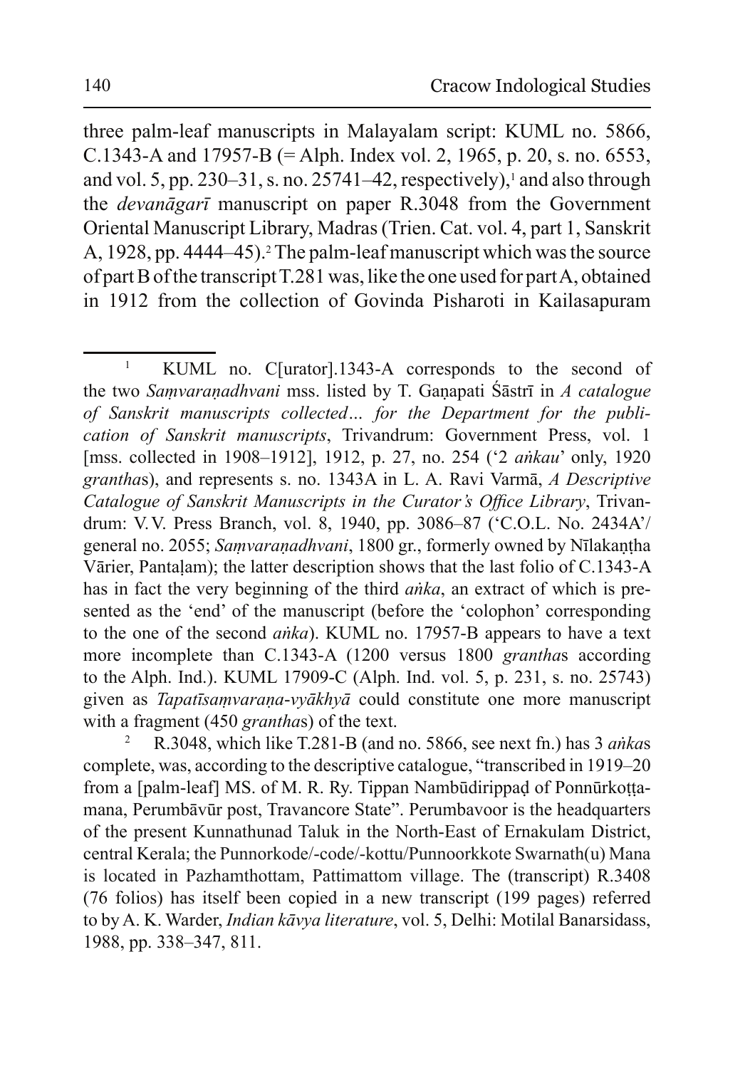three palm-leaf manuscripts in Malayalam script: KUML no. 5866, C.1343-A and 17957-B (= Alph. Index vol. 2, 1965, p. 20, s. no. 6553, and vol. 5, pp. 230–31, s. no. 25741–42, respectively),[1] and also through the *devanāgarī* manuscript on paper R.3048 from the Government Oriental Manuscript Library, Madras (Trien. Cat. vol. 4, part 1, Sanskrit A, 1928, pp. 4444–45).[2] The palm-leaf manuscript which was the source of part B of the transcript T.281 was, like the one used for part A, obtained in 1912 from the collection of Govinda Pisharoti in Kailasapuram

---

[1] KUML no. C[urator].1343-A corresponds to the second of the two *Saṃvaraṇadhvani* mss. listed by T. Gaṇapati Śāstrī in *A catalogue of Sanskrit manuscripts collected… for the Department for the publication of Sanskrit manuscripts*, Trivandrum: Government Press, vol. 1 [mss. collected in 1908–1912], 1912, p. 27, no. 254 ('2 *aṅkau*' only, 1920 *grantha*s), and represents s. no. 1343A in L. A. Ravi Varmā, *A Descriptive Catalogue of Sanskrit Manuscripts in the Curator's Office Library*, Trivandrum: V.V. Press Branch, vol. 8, 1940, pp. 3086–87 ('C.O.L. No. 2434A'/ general no. 2055; *Saṃvaraṇadhvani*, 1800 gr., formerly owned by Nīlakaṇṭha Vārier, Pantaḷam); the latter description shows that the last folio of C.1343-A has in fact the very beginning of the third *aṅka*, an extract of which is presented as the 'end' of the manuscript (before the 'colophon' corresponding to the one of the second *aṅka*). KUML no. 17957-B appears to have a text more incomplete than C.1343-A (1200 versus 1800 *grantha*s according to the Alph. Ind.). KUML 17909-C (Alph. Ind. vol. 5, p. 231, s. no. 25743) given as *Tapatīsaṃvaraṇa-vyākhyā* could constitute one more manuscript with a fragment (450 *grantha*s) of the text.

[2] R.3048, which like T.281-B (and no. 5866, see next fn.) has 3 *aṅka*s complete, was, according to the descriptive catalogue, "transcribed in 1919–20 from a [palm-leaf] MS. of M. R. Ry. Tippan Nambūdirippaḍ of Ponnūrkoṭṭamana, Perumbāvūr post, Travancore State". Perumbavoor is the headquarters of the present Kunnathunad Taluk in the North-East of Ernakulam District, central Kerala; the Punnorkode/-code/-kottu/Punnoorkkote Swarnath(u) Mana is located in Pazhamthottam, Pattimattom village. The (transcript) R.3408 (76 folios) has itself been copied in a new transcript (199 pages) referred to by A. K. Warder, *Indian kāvya literature*, vol. 5, Delhi: Motilal Banarsidass, 1988, pp. 338–347, 811.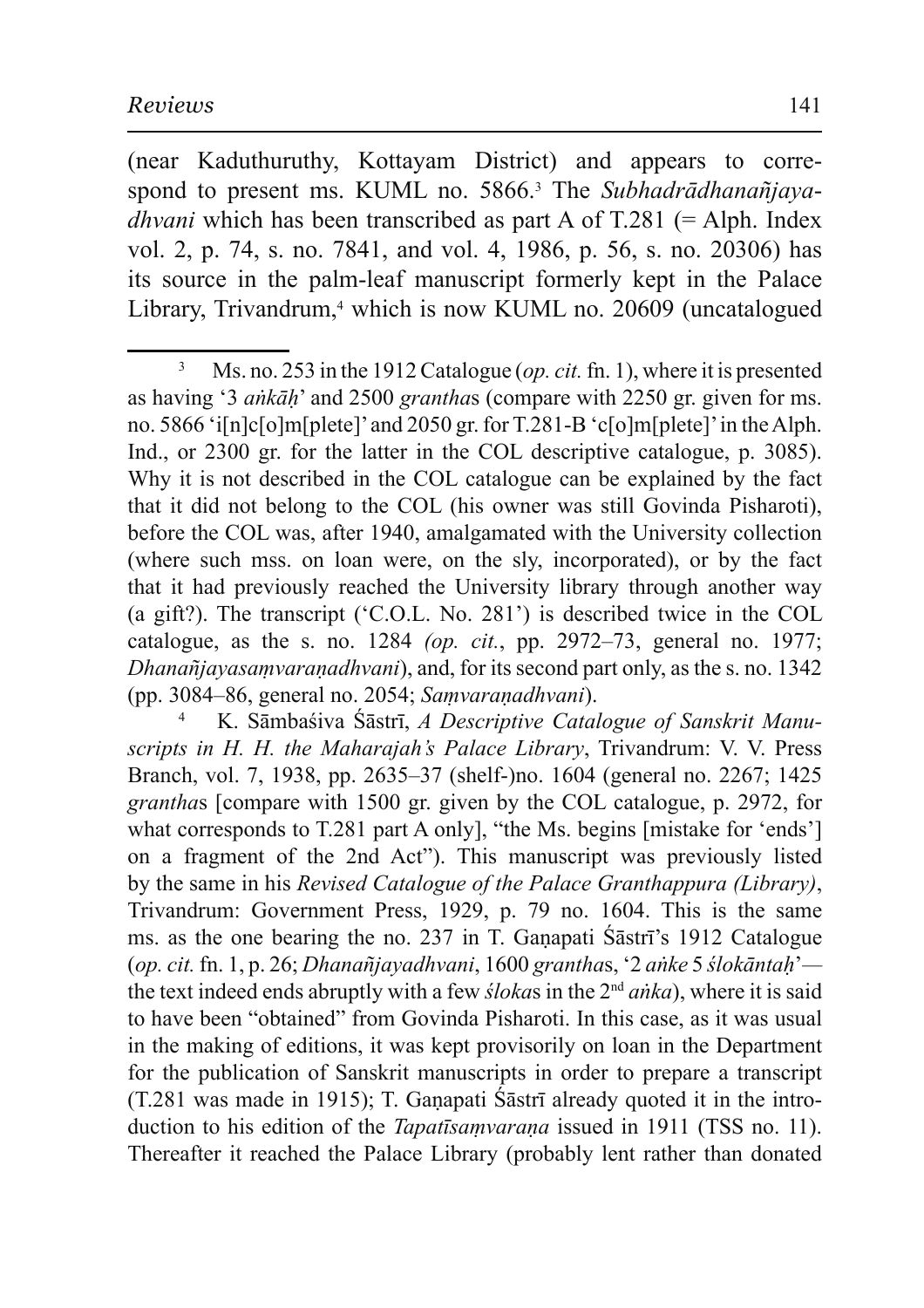(near Kaduthuruthy, Kottayam District) and appears to correspond to present ms. KUML no. 5866.[3] The *Subhadrādhanañjayadhvani* which has been transcribed as part A of T.281 (= Alph. Index vol. 2, p. 74, s. no. 7841, and vol. 4, 1986, p. 56, s. no. 20306) has its source in the palm-leaf manuscript formerly kept in the Palace Library, Trivandrum,[4] which is now KUML no. 20609 (uncatalogued

---

[3] Ms. no. 253 in the 1912 Catalogue (*op. cit.* fn. 1), where it is presented as having '3 *aṅkāḥ*' and 2500 *grantha*s (compare with 2250 gr. given for ms. no. 5866 'i[n]c[o]m[plete]' and 2050 gr. for T.281-B 'c[o]m[plete]' in the Alph. Ind., or 2300 gr. for the latter in the COL descriptive catalogue, p. 3085). Why it is not described in the COL catalogue can be explained by the fact that it did not belong to the COL (his owner was still Govinda Pisharoti), before the COL was, after 1940, amalgamated with the University collection (where such mss. on loan were, on the sly, incorporated), or by the fact that it had previously reached the University library through another way (a gift?). The transcript ('C.O.L. No. 281') is described twice in the COL catalogue, as the s. no. 1284 *(op. cit.*, pp. 2972–73, general no. 1977; *Dhanañjayasaṃvaraṇadhvani*), and, for its second part only, as the s. no. 1342 (pp. 3084–86, general no. 2054; *Saṃvaraṇadhvani*).

[4] K. Sāmbaśiva Śāstrī, *A Descriptive Catalogue of Sanskrit Manuscripts in H. H. the Maharajah's Palace Library*, Trivandrum: V. V. Press Branch, vol. 7, 1938, pp. 2635–37 (shelf-)no. 1604 (general no. 2267; 1425 *grantha*s [compare with 1500 gr. given by the COL catalogue, p. 2972, for what corresponds to T.281 part A only], "the Ms. begins [mistake for 'ends'] on a fragment of the 2nd Act"). This manuscript was previously listed by the same in his *Revised Catalogue of the Palace Granthappura (Library)*, Trivandrum: Government Press, 1929, p. 79 no. 1604. This is the same ms. as the one bearing the no. 237 in T. Gaṇapati Śāstrī's 1912 Catalogue (*op. cit.* fn. 1, p. 26; *Dhanañjayadhvani*, 1600 *grantha*s, '2 *aṅke* 5 *ślokāntaḥ*'—the text indeed ends abruptly with a few *śloka*s in the 2nd *aṅka*), where it is said to have been "obtained" from Govinda Pisharoti. In this case, as it was usual in the making of editions, it was kept provisorily on loan in the Department for the publication of Sanskrit manuscripts in order to prepare a transcript (T.281 was made in 1915); T. Gaṇapati Śāstrī already quoted it in the introduction to his edition of the *Tapatīsaṃvaraṇa* issued in 1911 (TSS no. 11). Thereafter it reached the Palace Library (probably lent rather than donated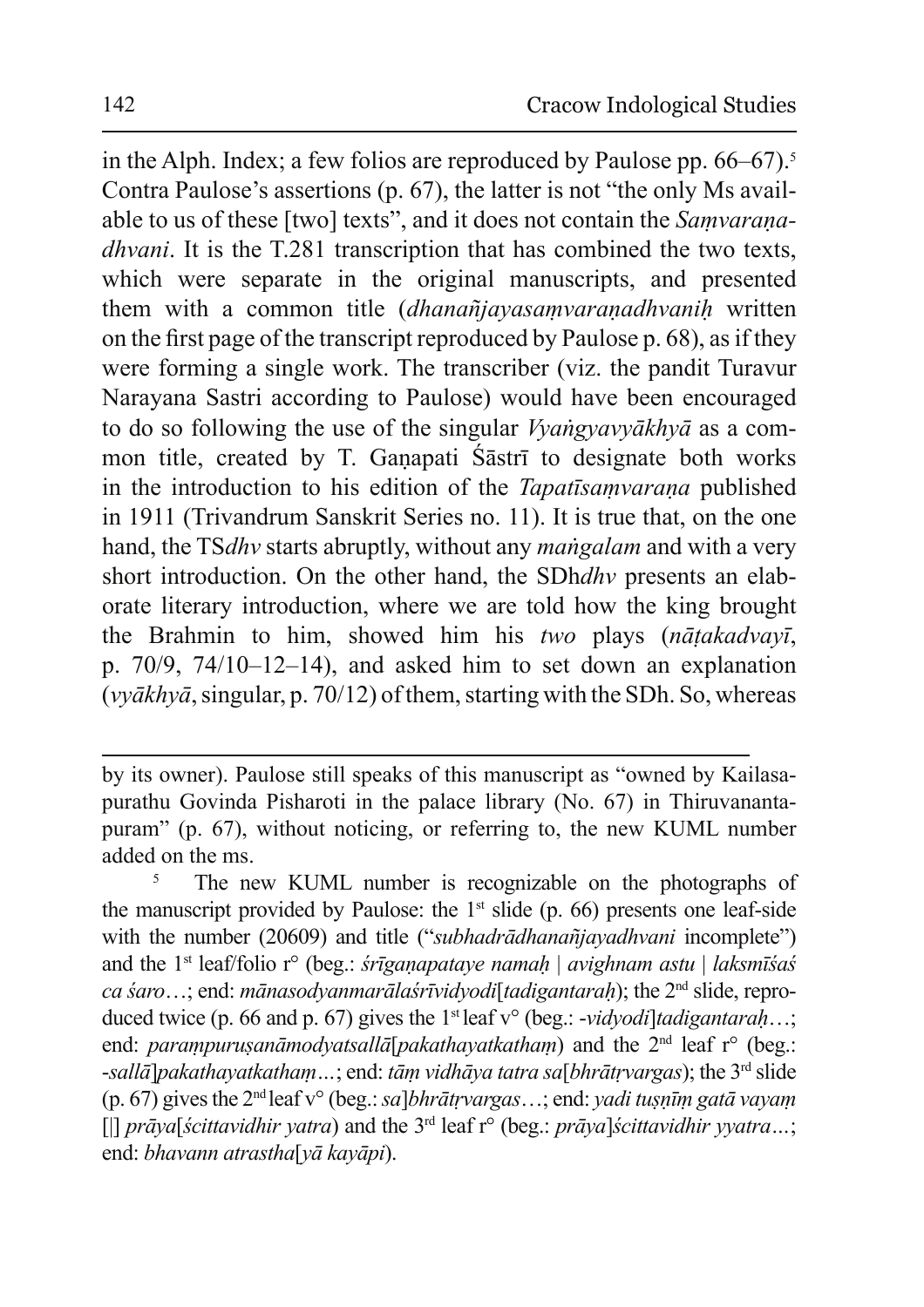in the Alph. Index; a few folios are reproduced by Paulose pp. 66–67).[5] Contra Paulose's assertions (p. 67), the latter is not "the only Ms available to us of these [two] texts", and it does not contain the *Saṃvaraṇadhvani*. It is the T.281 transcription that has combined the two texts, which were separate in the original manuscripts, and presented them with a common title (*dhanañjayasaṃvaraṇadhvaniḥ* written on the first page of the transcript reproduced by Paulose p. 68), as if they were forming a single work. The transcriber (viz. the pandit Turavur Narayana Sastri according to Paulose) would have been encouraged to do so following the use of the singular *Vyaṅgyavyākhyā* as a common title, created by T. Gaṇapati Śāstrī to designate both works in the introduction to his edition of the *Tapatīsaṃvaraṇa* published in 1911 (Trivandrum Sanskrit Series no. 11). It is true that, on the one hand, the TS*dhv* starts abruptly, without any *maṅgalam* and with a very short introduction. On the other hand, the SDh*dhv* presents an elaborate literary introduction, where we are told how the king brought the Brahmin to him, showed him his *two* plays (*nāṭakadvayī*, p. 70/9, 74/10–12–14), and asked him to set down an explanation (*vyākhyā*, singular, p. 70/12) of them, starting with the SDh. So, whereas

---

by its owner). Paulose still speaks of this manuscript as "owned by Kailasapurathu Govinda Pisharoti in the palace library (No. 67) in Thiruvananthapuram" (p. 67), without noticing, or referring to, the new KUML number added on the ms.

[5] The new KUML number is recognizable on the photographs of the manuscript provided by Paulose: the 1st slide (p. 66) presents one leaf-side with the number (20609) and title ("*subhadrādhanañjayadhvani* incomplete") and the 1st leaf/folio r° (beg.: *śrīgaṇapataye namaḥ | avighnam astu | laksmīśaś ca śaro*…; end: *mānasodyanmarālaśrīvidyodi*[*tadigantaraḥ*); the 2nd slide, reproduced twice (p. 66 and p. 67) gives the 1st leaf v° (beg.: -*vidyodi*]*tadigantaraḥ*…; end: *paraṃpuruṣanāmodyatsallā*[*pakathayatkathaṃ*) and the 2nd leaf r° (beg.: -*sallā*]*pakathayatkathaṃ…*; end: *tāṃ vidhāya tatra sa*[*bhrātṛvargas*); the 3rd slide (p. 67) gives the 2nd leaf v° (beg.: *sa*]*bhrātṛvargas*…; end: *yadi tuṣṇīṃ gatā vayaṃ* [|] *prāya*[*ścittavidhir yatra*) and the 3rd leaf r° (beg.: *prāya*]*ścittavidhir yyatra…*; end: *bhavann atrastha*[*yā kayāpi*).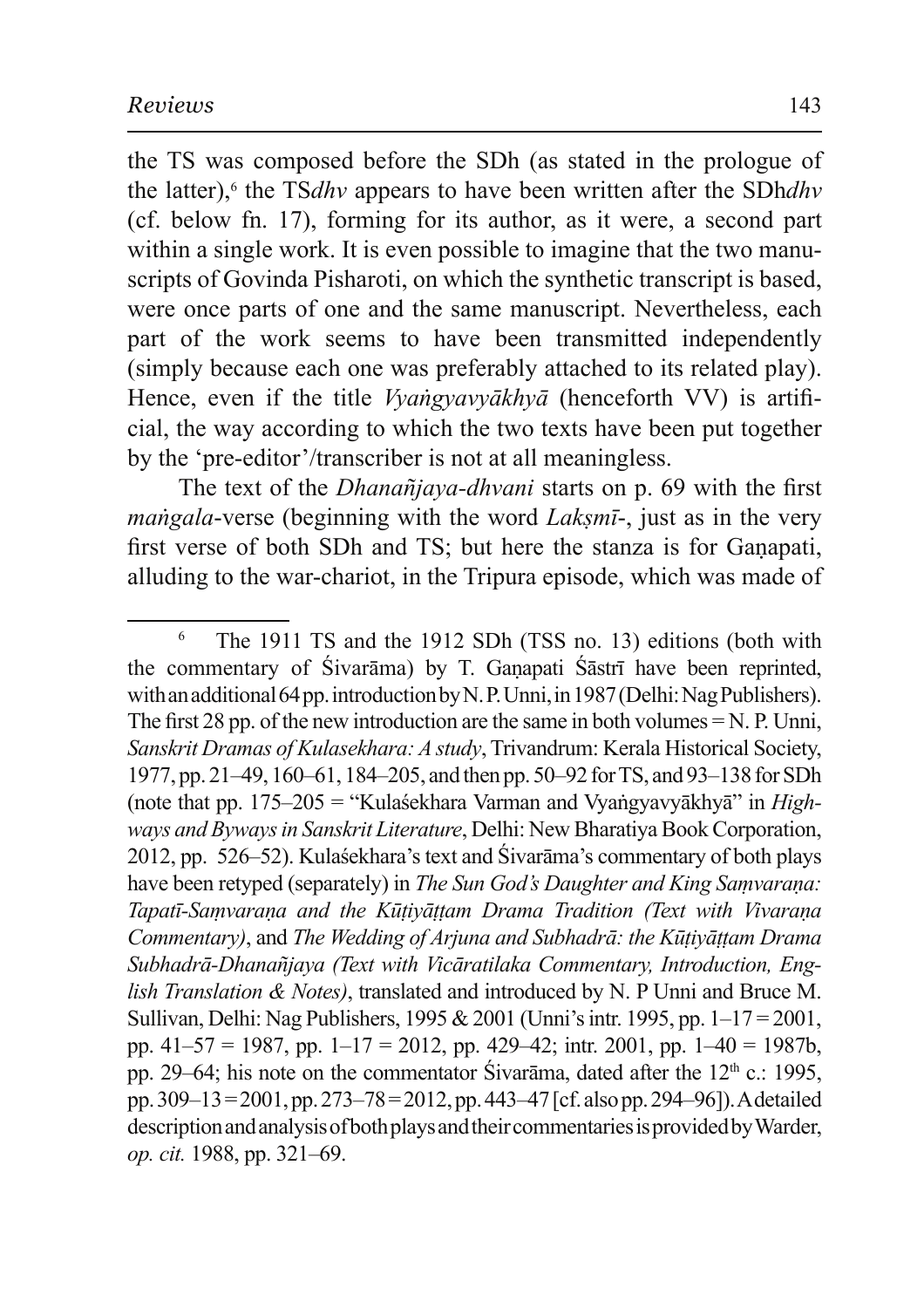the TS was composed before the SDh (as stated in the prologue of the latter),[6] the TS*dhv* appears to have been written after the SDh*dhv* (cf. below fn. 17), forming for its author, as it were, a second part within a single work. It is even possible to imagine that the two manuscripts of Govinda Pisharoti, on which the synthetic transcript is based, were once parts of one and the same manuscript. Nevertheless, each part of the work seems to have been transmitted independently (simply because each one was preferably attached to its related play). Hence, even if the title *Vyaṅgyavyākhyā* (henceforth VV) is artificial, the way according to which the two texts have been put together by the 'pre-editor'/transcriber is not at all meaningless.

The text of the *Dhanañjaya-dhvani* starts on p. 69 with the first *maṅgala*-verse (beginning with the word *Lakṣmī*-, just as in the very first verse of both SDh and TS; but here the stanza is for Gaṇapati, alluding to the war-chariot, in the Tripura episode, which was made of

---

[6] The 1911 TS and the 1912 SDh (TSS no. 13) editions (both with the commentary of Śivarāma) by T. Gaṇapati Śāstrī have been reprinted, with an additional 64 pp. introduction by N. P. Unni, in 1987 (Delhi: Nag Publishers). The first 28 pp. of the new introduction are the same in both volumes = N. P. Unni, *Sanskrit Dramas of Kulasekhara: A study*, Trivandrum: Kerala Historical Society, 1977, pp. 21–49, 160–61, 184–205, and then pp. 50–92 for TS, and 93–138 for SDh (note that pp. 175–205 = "Kulaśekhara Varman and Vyaṅgyavyākhyā" in *Highways and Byways in Sanskrit Literature*, Delhi: New Bharatiya Book Corporation, 2012, pp. 526–52). Kulaśekhara's text and Śivarāma's commentary of both plays have been retyped (separately) in *The Sun God's Daughter and King Saṃvaraṇa: Tapatī-Saṃvaraṇa and the Kūṭiyāṭṭam Drama Tradition (Text with Vivaraṇa Commentary)*, and *The Wedding of Arjuna and Subhadrā: the Kūṭiyāṭṭam Drama Subhadrā-Dhanañjaya (Text with Vicāratilaka Commentary, Introduction, English Translation & Notes)*, translated and introduced by N. P Unni and Bruce M. Sullivan, Delhi: Nag Publishers, 1995 & 2001 (Unni's intr. 1995, pp. 1–17 = 2001, pp. 41–57 = 1987, pp. 1–17 = 2012, pp. 429–42; intr. 2001, pp. 1–40 = 1987b, pp. 29–64; his note on the commentator Śivarāma, dated after the 12th c.: 1995, pp. 309–13 = 2001, pp. 273–78 = 2012, pp. 443–47 [cf. also pp. 294–96]). A detailed description and analysis of both plays and their commentaries is provided by Warder, *op. cit.* 1988, pp. 321–69.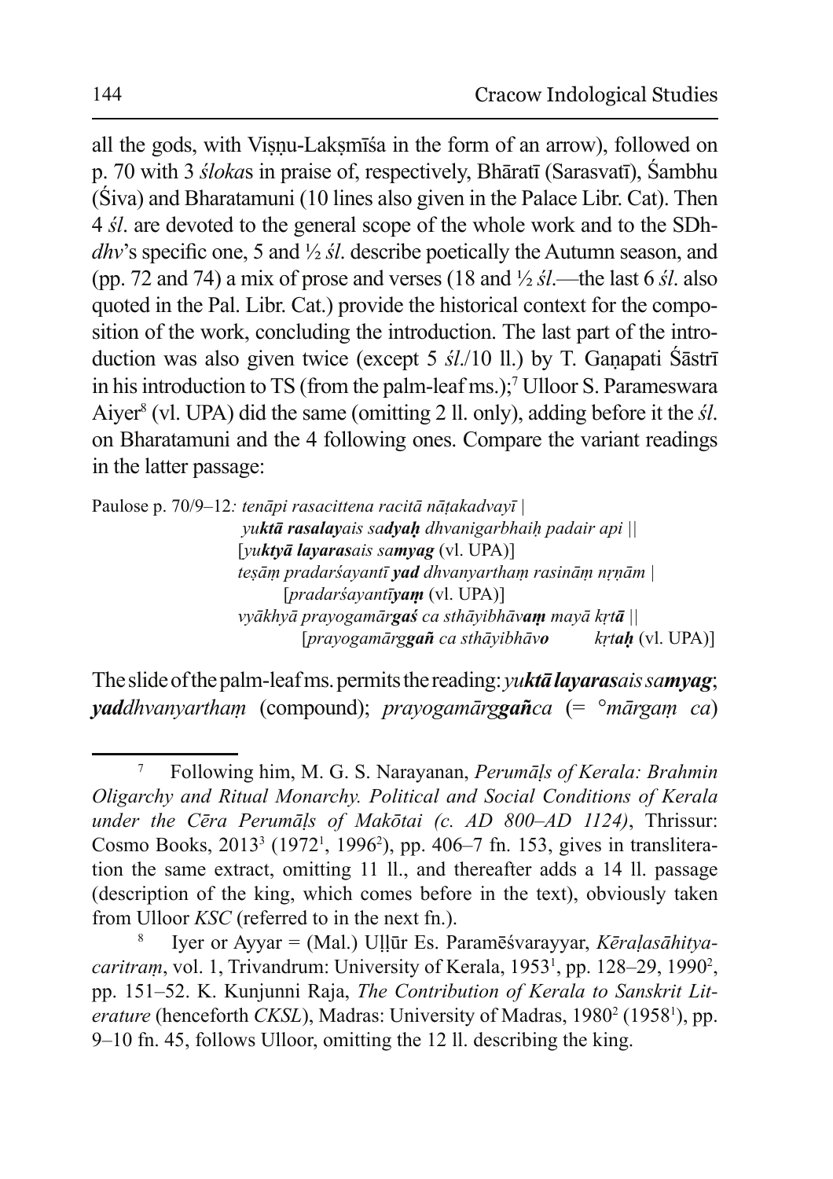all the gods, with Viṣṇu-Lakṣmīśa in the form of an arrow), followed on p. 70 with 3 *śloka*s in praise of, respectively, Bhāratī (Sarasvatī), Śambhu (Śiva) and Bharatamuni (10 lines also given in the Palace Libr. Cat). Then 4 *śl*. are devoted to the general scope of the whole work and to the SDh-*dhv*'s specific one, 5 and ½ *śl*. describe poetically the Autumn season, and (pp. 72 and 74) a mix of prose and verses (18 and ½ *śl*.—the last 6 *śl*. also quoted in the Pal. Libr. Cat.) provide the historical context for the composition of the work, concluding the introduction. The last part of the introduction was also given twice (except 5 *śl*./10 ll.) by T. Gaṇapati Śāstrī in his introduction to TS (from the palm-leaf ms.);[7] Ulloor S. Parameswara Aiyer[8] (vl. UPA) did the same (omitting 2 ll. only), adding before it the *śl*. on Bharatamuni and the 4 following ones. Compare the variant readings in the latter passage:

Paulose p. 70/9–12*: tenāpi rasacittena racitā nāṭakadvayī |*
*yuktā rasalayais sadyaḥ dhvanigarbhaiḥ padair api ||* (with ***yuktā rasalaya*** and ***dyaḥ*** in bold)
[*yuktyā layarasais samyag* (vl. UPA)] (with ***yuktyā layaras*** and ***myag*** in bold)
*teṣāṃ pradarśayantī **yad** dhvanyarthaṃ rasināṃ nṛṇām |*
[*pradarśayantī**yaṃ*** (vl. UPA)]
*vyākhyā prayogamār**gaś** ca sthāyibhāv**aṃ** mayā kṛt**ā** ||*
[*prayogamārg**gañ** ca sthāyibhāv**o** kṛt**aḥ*** (vl. UPA)]

The slide of the palm-leaf ms. permits the reading: ***yuktā layaras**ais sa**myag***; ***yad**dhvanyarthaṃ* (compound); *prayogamārg**gañ**ca* (= °*mārgaṃ ca*)

---

[7] Following him, M. G. S. Narayanan, *Perumāḷs of Kerala: Brahmin Oligarchy and Ritual Monarchy. Political and Social Conditions of Kerala under the Cēra Perumāḷs of Makōtai (c. AD 800–AD 1124)*, Thrissur: Cosmo Books, 2013³ (1972¹, 1996²), pp. 406–7 fn. 153, gives in transliteration the same extract, omitting 11 ll., and thereafter adds a 14 ll. passage (description of the king, which comes before in the text), obviously taken from Ulloor *KSC* (referred to in the next fn.).

[8] Iyer or Ayyar = (Mal.) Uḷḷūr Es. Paramēśvarayyar, *Kēraḷasāhityacaritraṃ*, vol. 1, Trivandrum: University of Kerala, 1953¹, pp. 128–29, 1990², pp. 151–52. K. Kunjunni Raja, *The Contribution of Kerala to Sanskrit Literature* (henceforth *CKSL*), Madras: University of Madras, 1980² (1958¹), pp. 9–10 fn. 45, follows Ulloor, omitting the 12 ll. describing the king.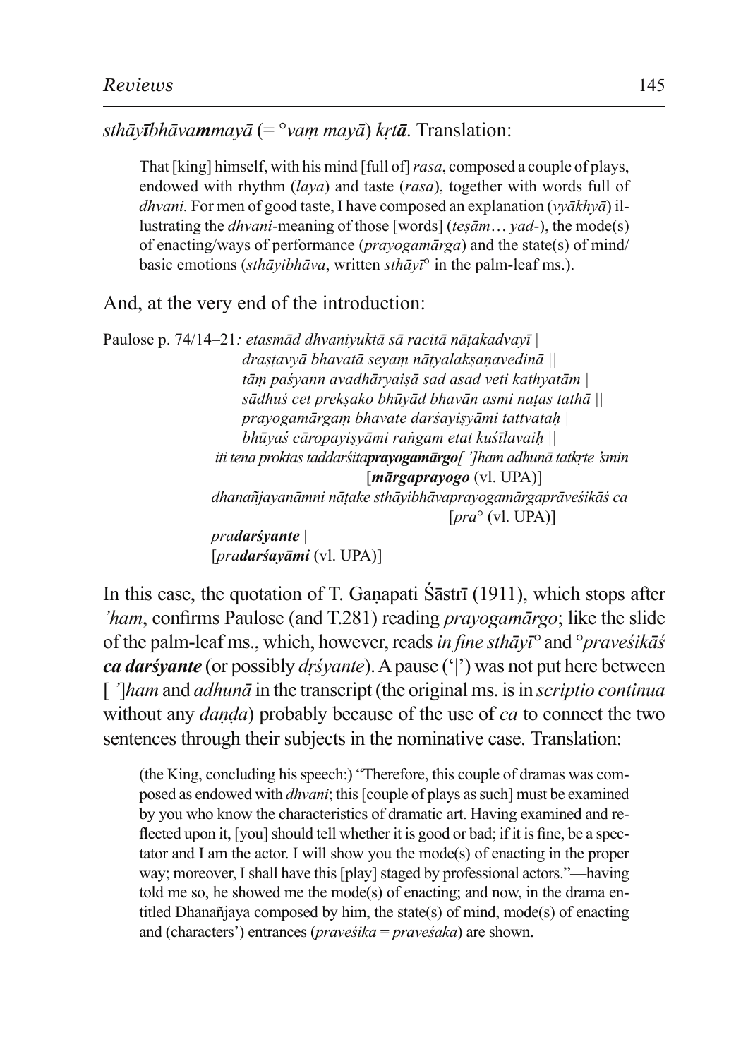*sthāy**ī**bhāva**m**mayā* (= °*vaṃ mayā*) *kṛt**ā***. Translation:

> That [king] himself, with his mind [full of] *rasa*, composed a couple of plays, endowed with rhythm (*laya*) and taste (*rasa*), together with words full of *dhvani*. For men of good taste, I have composed an explanation (*vyākhyā*) illustrating the *dhvani*-meaning of those [words] (*teṣām*… *yad*-), the mode(s) of enacting/ways of performance (*prayogamārga*) and the state(s) of mind/ basic emotions (*sthāyibhāva*, written *sthāyī*° in the palm-leaf ms.).

And, at the very end of the introduction:

Paulose p. 74/14–21*: etasmād dhvaniyuktā sā racitā nāṭakadvayī |*
*draṣṭavyā bhavatā seyaṃ nāṭyalakṣaṇavedinā ||*
*tāṃ paśyann avadhāryaiṣā sad asad veti kathyatām |*
*sādhuś cet prekṣako bhūyād bhavān asmi naṭas tathā ||*
*prayogamārgaṃ bhavate darśayiṣyāmi tattvataḥ |*
*bhūyaś cāropayiṣyāmi raṅgam etat kuśīlavaiḥ ||*
*iti tena proktas taddarśita**prayogamārgo**[ ’]ham adhunā tatkṛte ’smin*
[***mārgaprayogo*** (vl. UPA)]
*dhanañjayanāmni nāṭake sthāyibhāvaprayogamārgaprāveśikāś ca*
[*pra*° (vl. UPA)]
*pra**darśyante** |*
[*pra**darśayāmi*** (vl. UPA)]

In this case, the quotation of T. Gaṇapati Śāstrī (1911), which stops after *’ham*, confirms Paulose (and T.281) reading *prayogamārgo*; like the slide of the palm-leaf ms., which, however, reads *in fine sthāyī*° and °*praveśikāś* ***ca darśyante*** (or possibly *dṛśyante*). A pause (‘|’) was not put here between [ *’*]*ham* and *adhunā* in the transcript (the original ms. is in *scriptio continua* without any *daṇḍa*) probably because of the use of *ca* to connect the two sentences through their subjects in the nominative case. Translation:

> (the King, concluding his speech:) “Therefore, this couple of dramas was composed as endowed with *dhvani*; this [couple of plays as such] must be examined by you who know the characteristics of dramatic art. Having examined and reflected upon it, [you] should tell whether it is good or bad; if it is fine, be a spectator and I am the actor. I will show you the mode(s) of enacting in the proper way; moreover, I shall have this [play] staged by professional actors.”—having told me so, he showed me the mode(s) of enacting; and now, in the drama entitled Dhanañjaya composed by him, the state(s) of mind, mode(s) of enacting and (characters’) entrances (*praveśika* = *praveśaka*) are shown.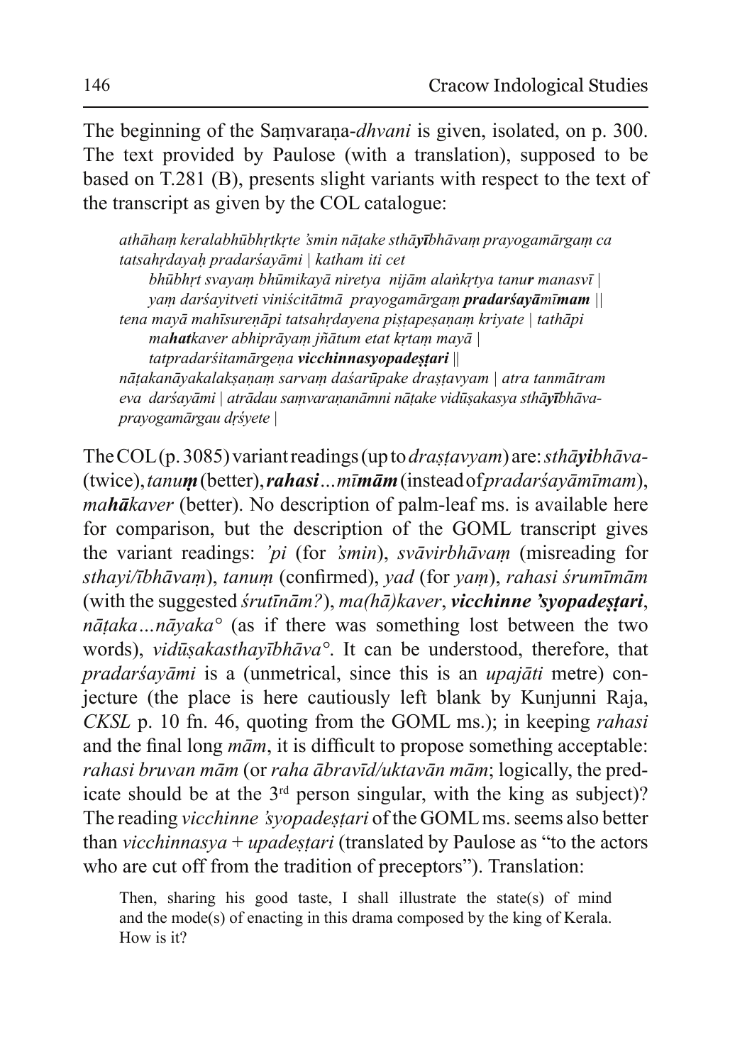The beginning of the Saṃvaraṇa-*dhvani* is given, isolated, on p. 300. The text provided by Paulose (with a translation), supposed to be based on T.281 (B), presents slight variants with respect to the text of the transcript as given by the COL catalogue:

> *athāhaṃ keralabhūbhṛtkṛte 'smin nāṭake sthā**yī**bhāvaṃ prayogamārgaṃ ca tatsahṛdayaḥ pradarśayāmi | katham iti cet*
>
> *bhūbhṛt svayaṃ bhūmikayā niretya nijām alaṅkṛtya tanu**r** manasvī |*
> *yaṃ darśayitveti viniścitātmā prayogamārgaṃ **pradarśayā**mī**mam** ||*
>
> *tena mayā mahīsureṇāpi tatsahṛdayena piṣṭapeṣaṇaṃ kriyate | tathāpi*
>
> *ma**hat**kaver abhiprāyaṃ jñātum etat kṛtaṃ mayā |*
> *tatpradarśitamārgeṇa **vicchinnasyopadeṣṭari** ||*
>
> *nāṭakanāyakalakṣaṇaṃ sarvaṃ daśarūpake draṣṭavyam | atra tanmātram eva darśayāmi | atrādau saṃvaraṇanāmni nāṭake vidūṣakasya sthā**yī**bhāva-prayogamārgau dṛśyete |*

The COL (p. 3085) variant readings (up to *draṣṭavyam*) are: *sthā**yi**bhāva-* (twice), *tanu**ṃ*** (better), ***rahasi**...mī**mām*** (instead of *pradarśayāmīmam*), *ma**hā**kaver* (better). No description of palm-leaf ms. is available here for comparison, but the description of the GOML transcript gives the variant readings: *'pi* (for *'smin*), *svāvirbhāvaṃ* (misreading for *sthayi/ībhāvaṃ*), *tanuṃ* (confirmed), *yad* (for *yaṃ*), *rahasi śrumīmām* (with the suggested *śrutīnām?*), *ma(hā)kaver*, ***vicchinne 'syopadeṣṭari***, *nāṭaka...nāyaka°* (as if there was something lost between the two words), *vidūṣakasthayībhāva°*. It can be understood, therefore, that *pradarśayāmi* is a (unmetrical, since this is an *upajāti* metre) conjecture (the place is here cautiously left blank by Kunjunni Raja, *CKSL* p. 10 fn. 46, quoting from the GOML ms.); in keeping *rahasi* and the final long *mām*, it is difficult to propose something acceptable: *rahasi bruvan mām* (or *raha ābravīd/uktavān mām*; logically, the predicate should be at the 3rd person singular, with the king as subject)? The reading *vicchinne 'syopadeṣṭari* of the GOML ms. seems also better than *vicchinnasya* + *upadeṣṭari* (translated by Paulose as "to the actors who are cut off from the tradition of preceptors"). Translation:

> Then, sharing his good taste, I shall illustrate the state(s) of mind and the mode(s) of enacting in this drama composed by the king of Kerala. How is it?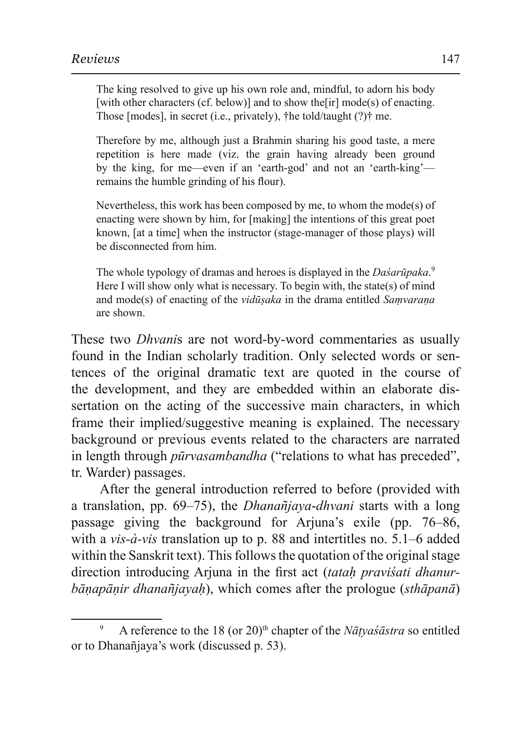> The king resolved to give up his own role and, mindful, to adorn his body [with other characters (cf. below)] and to show the[ir] mode(s) of enacting. Those [modes], in secret (i.e., privately), †the told/taught (?)† me.
>
> Therefore by me, although just a Brahmin sharing his good taste, a mere repetition is here made (viz. the grain having already been ground by the king, for me—even if an 'earth-god' and not an 'earth-king'—remains the humble grinding of his flour).
>
> Nevertheless, this work has been composed by me, to whom the mode(s) of enacting were shown by him, for [making] the intentions of this great poet known, [at a time] when the instructor (stage-manager of those plays) will be disconnected from him.
>
> The whole typology of dramas and heroes is displayed in the *Daśarūpaka*.[9] Here I will show only what is necessary. To begin with, the state(s) of mind and mode(s) of enacting of the *vidūṣaka* in the drama entitled *Saṃvaraṇa* are shown.

These two *Dhvani*s are not word-by-word commentaries as usually found in the Indian scholarly tradition. Only selected words or sentences of the original dramatic text are quoted in the course of the development, and they are embedded within an elaborate dissertation on the acting of the successive main characters, in which frame their implied/suggestive meaning is explained. The necessary background or previous events related to the characters are narrated in length through *pūrvasambandha* ("relations to what has preceded", tr. Warder) passages.

After the general introduction referred to before (provided with a translation, pp. 69–75), the *Dhanañjaya-dhvani* starts with a long passage giving the background for Arjuna's exile (pp. 76–86, with a *vis-à-vis* translation up to p. 88 and intertitles no. 5.1–6 added within the Sanskrit text). This follows the quotation of the original stage direction introducing Arjuna in the first act (*tataḥ praviśati dhanurbāṇapāṇir dhanañjayaḥ*), which comes after the prologue (*sthāpanā*)

---

[9] A reference to the 18 (or 20)th chapter of the *Nāṭyaśāstra* so entitled or to Dhanañjaya's work (discussed p. 53).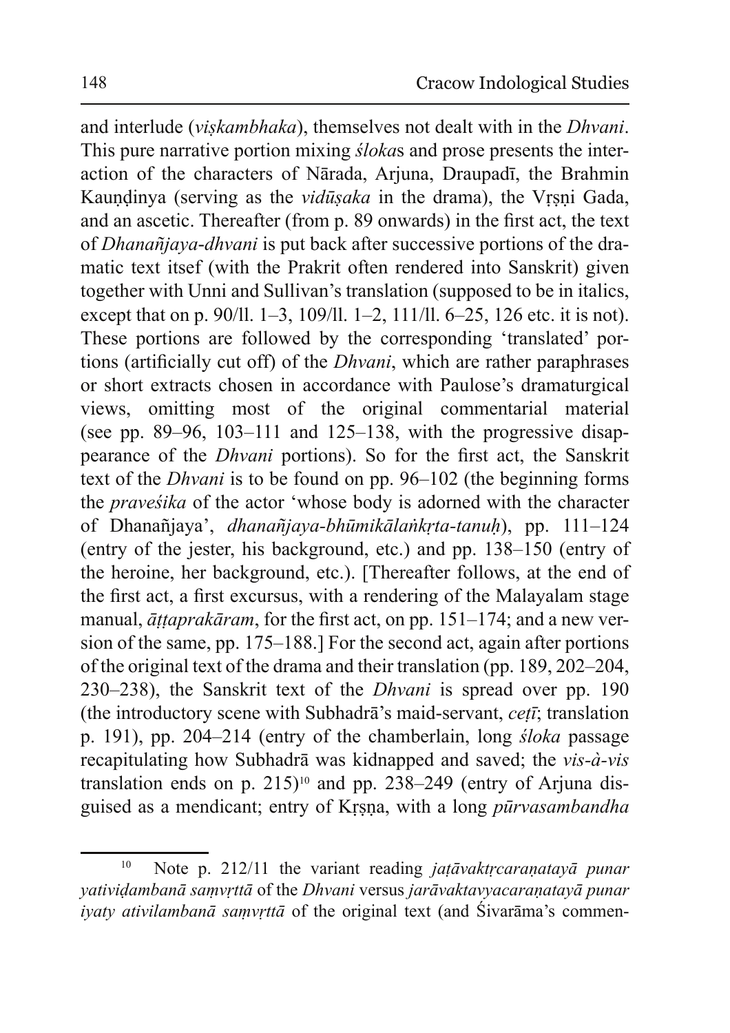and interlude (*viṣkambhaka*), themselves not dealt with in the *Dhvani*. This pure narrative portion mixing *śloka*s and prose presents the interaction of the characters of Nārada, Arjuna, Draupadī, the Brahmin Kauṇḍinya (serving as the *vidūṣaka* in the drama), the Vṛṣṇi Gada, and an ascetic. Thereafter (from p. 89 onwards) in the first act, the text of *Dhanañjaya-dhvani* is put back after successive portions of the dramatic text itsef (with the Prakrit often rendered into Sanskrit) given together with Unni and Sullivan's translation (supposed to be in italics, except that on p. 90/ll. 1–3, 109/ll. 1–2, 111/ll. 6–25, 126 etc. it is not). These portions are followed by the corresponding 'translated' portions (artificially cut off) of the *Dhvani*, which are rather paraphrases or short extracts chosen in accordance with Paulose's dramaturgical views, omitting most of the original commentarial material (see pp. 89–96, 103–111 and 125–138, with the progressive disappearance of the *Dhvani* portions). So for the first act, the Sanskrit text of the *Dhvani* is to be found on pp. 96–102 (the beginning forms the *praveśika* of the actor 'whose body is adorned with the character of Dhanañjaya', *dhanañjaya-bhūmikālaṅkṛta-tanuḥ*), pp. 111–124 (entry of the jester, his background, etc.) and pp. 138–150 (entry of the heroine, her background, etc.). [Thereafter follows, at the end of the first act, a first excursus, with a rendering of the Malayalam stage manual, *āṭṭaprakāram*, for the first act, on pp. 151–174; and a new version of the same, pp. 175–188.] For the second act, again after portions of the original text of the drama and their translation (pp. 189, 202–204, 230–238), the Sanskrit text of the *Dhvani* is spread over pp. 190 (the introductory scene with Subhadrā's maid-servant, *ceṭī*; translation p. 191), pp. 204–214 (entry of the chamberlain, long *śloka* passage recapitulating how Subhadrā was kidnapped and saved; the *vis-à-vis* translation ends on p. 215)[10] and pp. 238–249 (entry of Arjuna disguised as a mendicant; entry of Kṛṣṇa, with a long *pūrvasambandha*

---

[10] Note p. 212/11 the variant reading *jaṭāvaktṛcaraṇatayā punar yativiḍambanā saṃvṛttā* of the *Dhvani* versus *jarāvaktavyacaraṇatayā punar iyaty ativilambanā saṃvṛttā* of the original text (and Śivarāma's commen-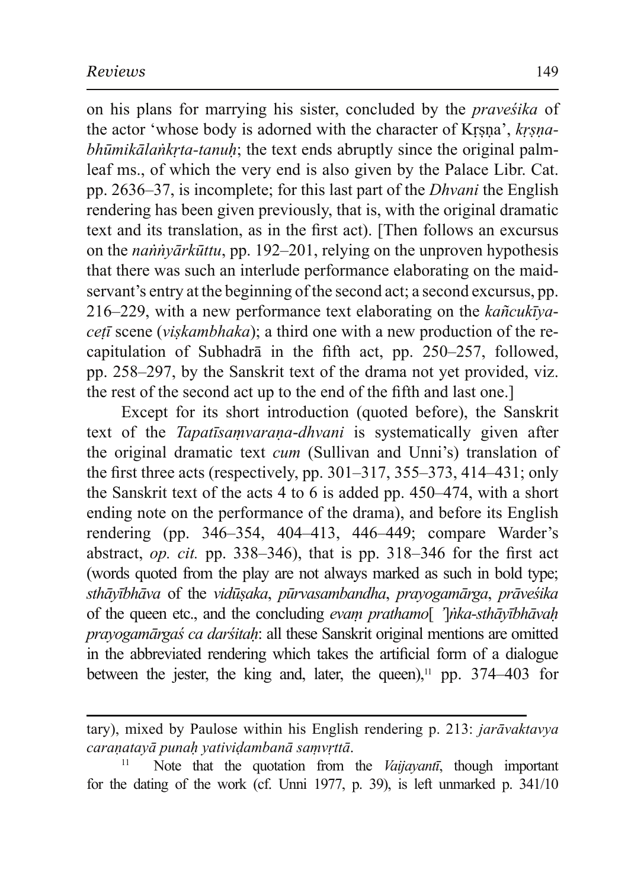on his plans for marrying his sister, concluded by the *praveśika* of the actor 'whose body is adorned with the character of Kṛṣṇa', *kṛṣṇa-bhūmikālaṅkṛta-tanuḥ*; the text ends abruptly since the original palm-leaf ms., of which the very end is also given by the Palace Libr. Cat. pp. 2636–37, is incomplete; for this last part of the *Dhvani* the English rendering has been given previously, that is, with the original dramatic text and its translation, as in the first act). [Then follows an excursus on the *naṅṅyārkūttu*, pp. 192–201, relying on the unproven hypothesis that there was such an interlude performance elaborating on the maid-servant's entry at the beginning of the second act; a second excursus, pp. 216–229, with a new performance text elaborating on the *kañcukīya-ceṭī* scene (*viṣkambhaka*); a third one with a new production of the re-capitulation of Subhadrā in the fifth act, pp. 250–257, followed, pp. 258–297, by the Sanskrit text of the drama not yet provided, viz. the rest of the second act up to the end of the fifth and last one.]

Except for its short introduction (quoted before), the Sanskrit text of the *Tapatīsaṃvaraṇa-dhvani* is systematically given after the original dramatic text *cum* (Sullivan and Unni's) translation of the first three acts (respectively, pp. 301–317, 355–373, 414–431; only the Sanskrit text of the acts 4 to 6 is added pp. 450–474, with a short ending note on the performance of the drama), and before its English rendering (pp. 346–354, 404–413, 446–449; compare Warder's abstract, *op. cit.* pp. 338–346), that is pp. 318–346 for the first act (words quoted from the play are not always marked as such in bold type; *sthāyībhāva* of the *vidūṣaka*, *pūrvasambandha*, *prayogamārga*, *prāveśika* of the queen etc., and the concluding *evaṃ prathamo*[ ']*ṅka-sthāyībhāvaḥ prayogamārgaś ca darśitaḥ*: all these Sanskrit original mentions are omitted in the abbreviated rendering which takes the artificial form of a dialogue between the jester, the king and, later, the queen),[11] pp. 374–403 for

---

tary), mixed by Paulose within his English rendering p. 213: *jarāvaktavya caraṇatayā punaḥ yativiḍambanā saṃvṛttā*.

[11] Note that the quotation from the *Vaijayantī*, though important for the dating of the work (cf. Unni 1977, p. 39), is left unmarked p. 341/10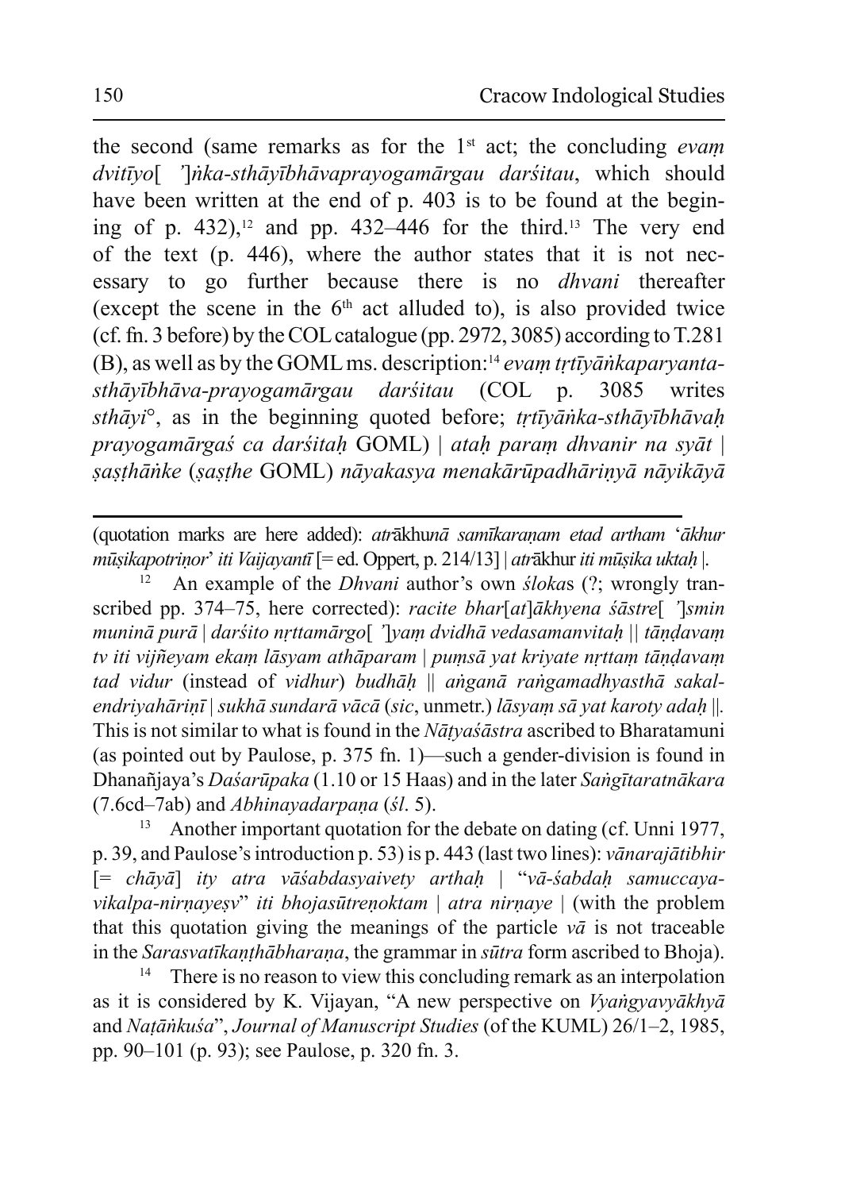the second (same remarks as for the 1st act; the concluding *evaṃ dvitīyo*[ ’]*ṅka-sthāyībhāvaprayogamārgau darśitau*, which should have been written at the end of p. 403 is to be found at the begining of p. 432),[12] and pp. 432–446 for the third.[13] The very end of the text (p. 446), where the author states that it is not necessary to go further because there is no *dhvani* thereafter (except the scene in the 6th act alluded to), is also provided twice (cf. fn. 3 before) by the COL catalogue (pp. 2972, 3085) according to T.281 (B), as well as by the GOML ms. description:[14] *evaṃ tṛtīyāṅkaparyanta-sthāyībhāva-prayogamārgau darśitau* (COL p. 3085 writes *sthāyi*°, as in the beginning quoted before; *tṛtīyāṅka-sthāyībhāvaḥ prayogamārgaś ca darśitaḥ* GOML) | *ataḥ paraṃ dhvanir na syāt* | *ṣaṣṭhāṅke* (*ṣaṣṭhe* GOML) *nāyakasya menakārūpadhāriṇyā nāyikāyā*

---

(quotation marks are here added): *atr*ākhu*nā samīkaraṇam etad artham* ‘*ākhur mūṣikapotriṇor*’ *iti Vaijayantī* [= ed. Oppert, p. 214/13] | *atr*ākhur *iti mūṣika uktaḥ* |.

[12] An example of the *Dhvani* author’s own *śloka*s (?; wrongly transcribed pp. 374–75, here corrected): *racite bhar*[*at*]*ākhyena śāstre*[ ’]*smin muninā purā* | *darśito nṛttamārgo*[ ’]*yaṃ dvidhā vedasamanvitaḥ* || *tāṇḍavaṃ tv iti vijñeyam ekaṃ lāsyam athāparam* | *puṃsā yat kriyate nṛttaṃ tāṇḍavaṃ tad vidur* (instead of *vidhur*) *budhāḥ* || *aṅganā raṅgamadhyasthā sakalendriyahāriṇī* | *sukhā sundarā vācā* (*sic*, unmetr.) *lāsyaṃ sā yat karoty adaḥ* ||. This is not similar to what is found in the *Nāṭyaśāstra* ascribed to Bharatamuni (as pointed out by Paulose, p. 375 fn. 1)—such a gender-division is found in Dhanañjaya’s *Daśarūpaka* (1.10 or 15 Haas) and in the later *Saṅgītaratnākara* (7.6cd–7ab) and *Abhinayadarpaṇa* (*śl*. 5).

[13] Another important quotation for the debate on dating (cf. Unni 1977, p. 39, and Paulose’s introduction p. 53) is p. 443 (last two lines): *vānarajātibhir* [= *chāyā*] *ity atra vāśabdasyaivety arthaḥ* | “*vā-śabdaḥ samuccaya-vikalpa-nirṇayeṣv*” *iti bhojasūtreṇoktam* | *atra nirṇaye* | (with the problem that this quotation giving the meanings of the particle *vā* is not traceable in the *Sarasvatīkaṇṭhābharaṇa*, the grammar in *sūtra* form ascribed to Bhoja).

[14] There is no reason to view this concluding remark as an interpolation as it is considered by K. Vijayan, “A new perspective on *Vyaṅgyavyākhyā* and *Naṭāṅkuśa*”, *Journal of Manuscript Studies* (of the KUML) 26/1–2, 1985, pp. 90–101 (p. 93); see Paulose, p. 320 fn. 3.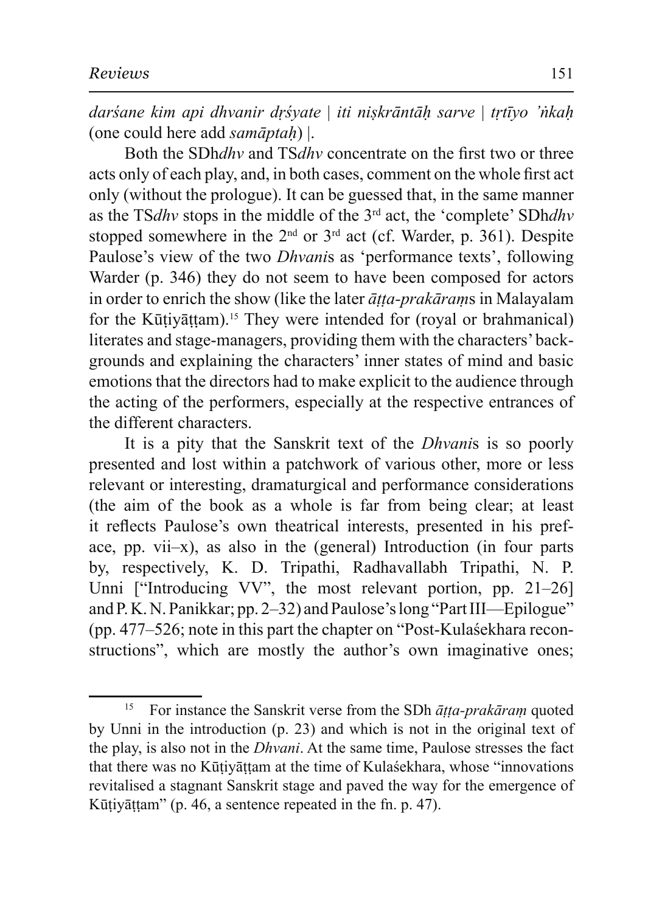*darśane kim api dhvanir dṛśyate | iti niṣkrāntāḥ sarve | tṛtīyo 'ṅkaḥ* (one could here add *samāptaḥ*) |.

Both the SDh*dhv* and TS*dhv* concentrate on the first two or three acts only of each play, and, in both cases, comment on the whole first act only (without the prologue). It can be guessed that, in the same manner as the TS*dhv* stops in the middle of the 3rd act, the 'complete' SDh*dhv* stopped somewhere in the 2nd or 3rd act (cf. Warder, p. 361). Despite Paulose's view of the two *Dhvani*s as 'performance texts', following Warder (p. 346) they do not seem to have been composed for actors in order to enrich the show (like the later *āṭṭa-prakāraṃ*s in Malayalam for the Kūṭiyāṭṭam).[15] They were intended for (royal or brahmanical) literates and stage-managers, providing them with the characters' backgrounds and explaining the characters' inner states of mind and basic emotions that the directors had to make explicit to the audience through the acting of the performers, especially at the respective entrances of the different characters.

It is a pity that the Sanskrit text of the *Dhvani*s is so poorly presented and lost within a patchwork of various other, more or less relevant or interesting, dramaturgical and performance considerations (the aim of the book as a whole is far from being clear; at least it reflects Paulose's own theatrical interests, presented in his preface, pp. vii–x), as also in the (general) Introduction (in four parts by, respectively, K. D. Tripathi, Radhavallabh Tripathi, N. P. Unni ["Introducing VV", the most relevant portion, pp. 21–26] and P. K. N. Panikkar; pp. 2–32) and Paulose's long "Part III—Epilogue" (pp. 477–526; note in this part the chapter on "Post-Kulaśekhara reconstructions", which are mostly the author's own imaginative ones;

---

[15] For instance the Sanskrit verse from the SDh *āṭṭa-prakāraṃ* quoted by Unni in the introduction (p. 23) and which is not in the original text of the play, is also not in the *Dhvani*. At the same time, Paulose stresses the fact that there was no Kūṭiyāṭṭam at the time of Kulaśekhara, whose "innovations revitalised a stagnant Sanskrit stage and paved the way for the emergence of Kūṭiyāṭṭam" (p. 46, a sentence repeated in the fn. p. 47).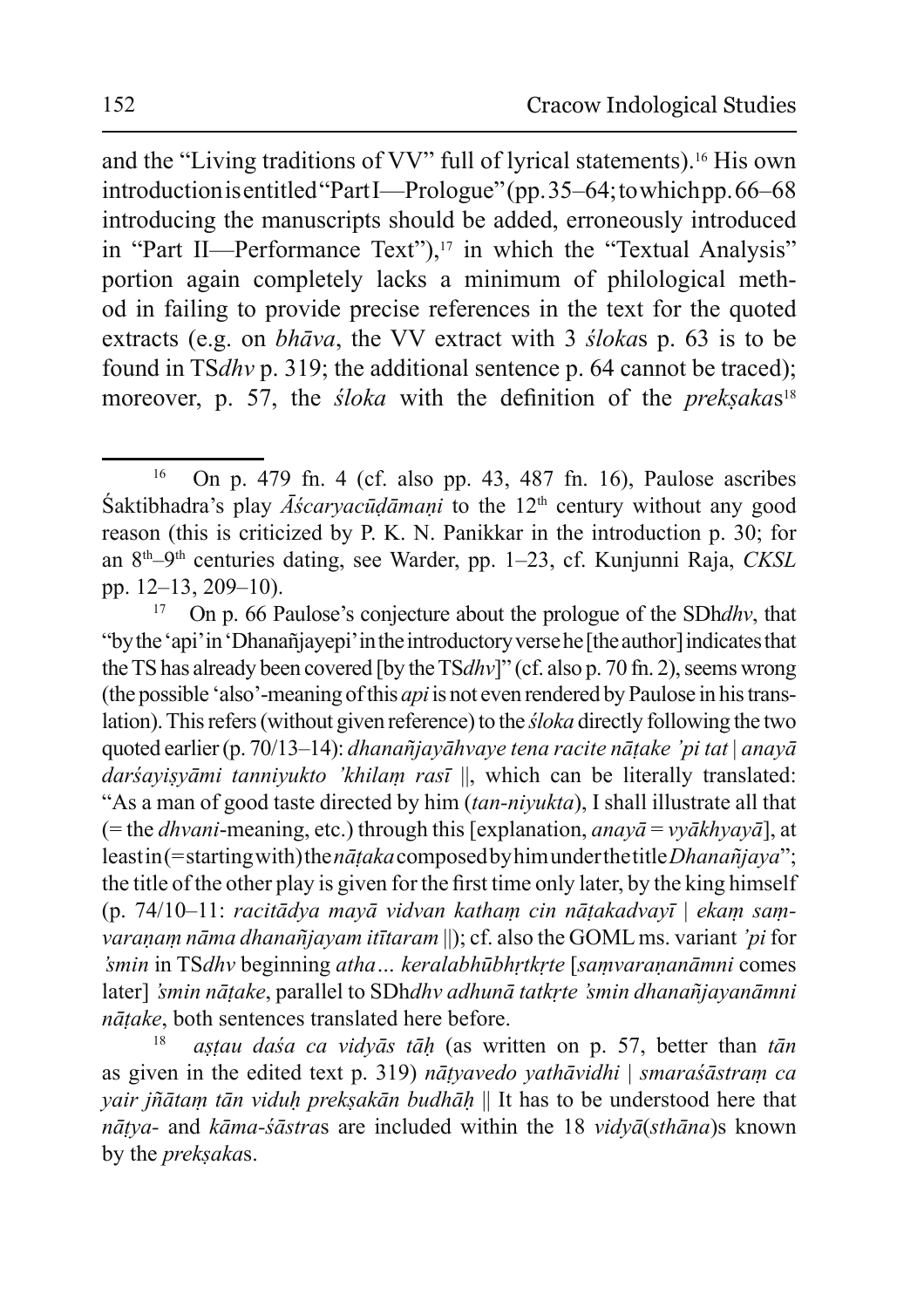and the "Living traditions of VV" full of lyrical statements).[16] His own introduction is entitled "Part I—Prologue" (pp. 35–64; to which pp. 66–68 introducing the manuscripts should be added, erroneously introduced in "Part II—Performance Text"),[17] in which the "Textual Analysis" portion again completely lacks a minimum of philological method in failing to provide precise references in the text for the quoted extracts (e.g. on *bhāva*, the VV extract with 3 *śloka*s p. 63 is to be found in TS*dhv* p. 319; the additional sentence p. 64 cannot be traced); moreover, p. 57, the *śloka* with the definition of the *prekṣaka*s[18]

---

[16] On p. 479 fn. 4 (cf. also pp. 43, 487 fn. 16), Paulose ascribes Śaktibhadra's play *Āścaryacūḍāmaṇi* to the 12th century without any good reason (this is criticized by P. K. N. Panikkar in the introduction p. 30; for an 8th–9th centuries dating, see Warder, pp. 1–23, cf. Kunjunni Raja, *CKSL* pp. 12–13, 209–10).

[17] On p. 66 Paulose's conjecture about the prologue of the SDh*dhv*, that "by the 'api' in 'Dhanañjayepi' in the introductory verse he [the author] indicates that the TS has already been covered [by the TS*dhv*]" (cf. also p. 70 fn. 2), seems wrong (the possible 'also'-meaning of this *api* is not even rendered by Paulose in his translation). This refers (without given reference) to the *śloka* directly following the two quoted earlier (p. 70/13–14): *dhanañjayāhvaye tena racite nāṭake 'pi tat | anayā darśayiṣyāmi tanniyukto 'khilaṃ rasī* ||, which can be literally translated: "As a man of good taste directed by him (*tan-niyukta*), I shall illustrate all that (= the *dhvani*-meaning, etc.) through this [explanation, *anayā* = *vyākhyayā*], at least in (= starting with) the *nāṭaka* composed by him under the title *Dhanañjaya*"; the title of the other play is given for the first time only later, by the king himself (p. 74/10–11: *racitādya mayā vidvan kathaṃ cin nāṭakadvayī | ekaṃ saṃvaraṇaṃ nāma dhanañjayam itītaram* ||); cf. also the GOML ms. variant *'pi* for *'smin* in TS*dhv* beginning *atha… keralabhūbhṛtkṛte* [*saṃvaraṇanāmni* comes later] *'smin nāṭake*, parallel to SDh*dhv adhunā tatkṛte 'smin dhanañjayanāmni nāṭake*, both sentences translated here before.

[18] *aṣṭau daśa ca vidyās tāḥ* (as written on p. 57, better than *tān* as given in the edited text p. 319) *nāṭyavedo yathāvidhi | smaraśāstraṃ ca yair jñātaṃ tān viduḥ prekṣakān budhāḥ* || It has to be understood here that *nāṭya-* and *kāma-śāstra*s are included within the 18 *vidyā*(*sthāna*)s known by the *prekṣaka*s.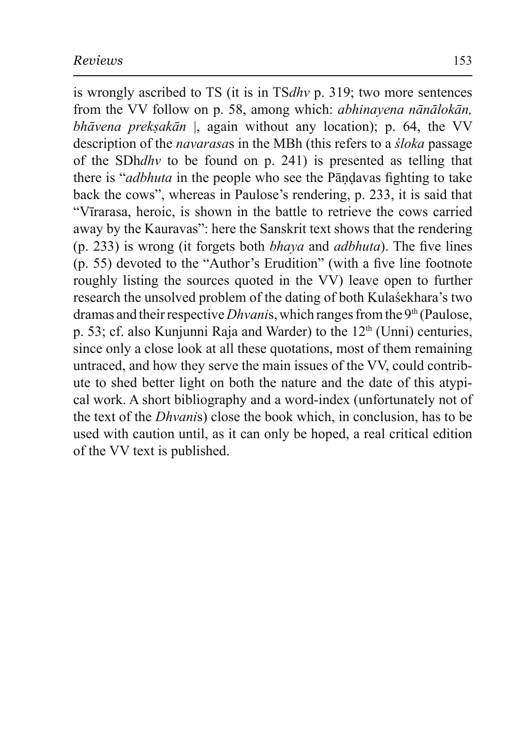is wrongly ascribed to TS (it is in TS*dhv* p. 319; two more sentences from the VV follow on p. 58, among which: *abhinayena nānālokān, bhāvena prekṣakān* |, again without any location); p. 64, the VV description of the *navarasa*s in the MBh (this refers to a *śloka* passage of the SDh*dhv* to be found on p. 241) is presented as telling that there is "*adbhuta* in the people who see the Pāṇḍavas fighting to take back the cows", whereas in Paulose's rendering, p. 233, it is said that "Vīrarasa, heroic, is shown in the battle to retrieve the cows carried away by the Kauravas": here the Sanskrit text shows that the rendering (p. 233) is wrong (it forgets both *bhaya* and *adbhuta*). The five lines (p. 55) devoted to the "Author's Erudition" (with a five line footnote roughly listing the sources quoted in the VV) leave open to further research the unsolved problem of the dating of both Kulaśekhara's two dramas and their respective *Dhvani*s, which ranges from the 9th (Paulose, p. 53; cf. also Kunjunni Raja and Warder) to the 12th (Unni) centuries, since only a close look at all these quotations, most of them remaining untraced, and how they serve the main issues of the VV, could contribute to shed better light on both the nature and the date of this atypical work. A short bibliography and a word-index (unfortunately not of the text of the *Dhvani*s) close the book which, in conclusion, has to be used with caution until, as it can only be hoped, a real critical edition of the VV text is published.